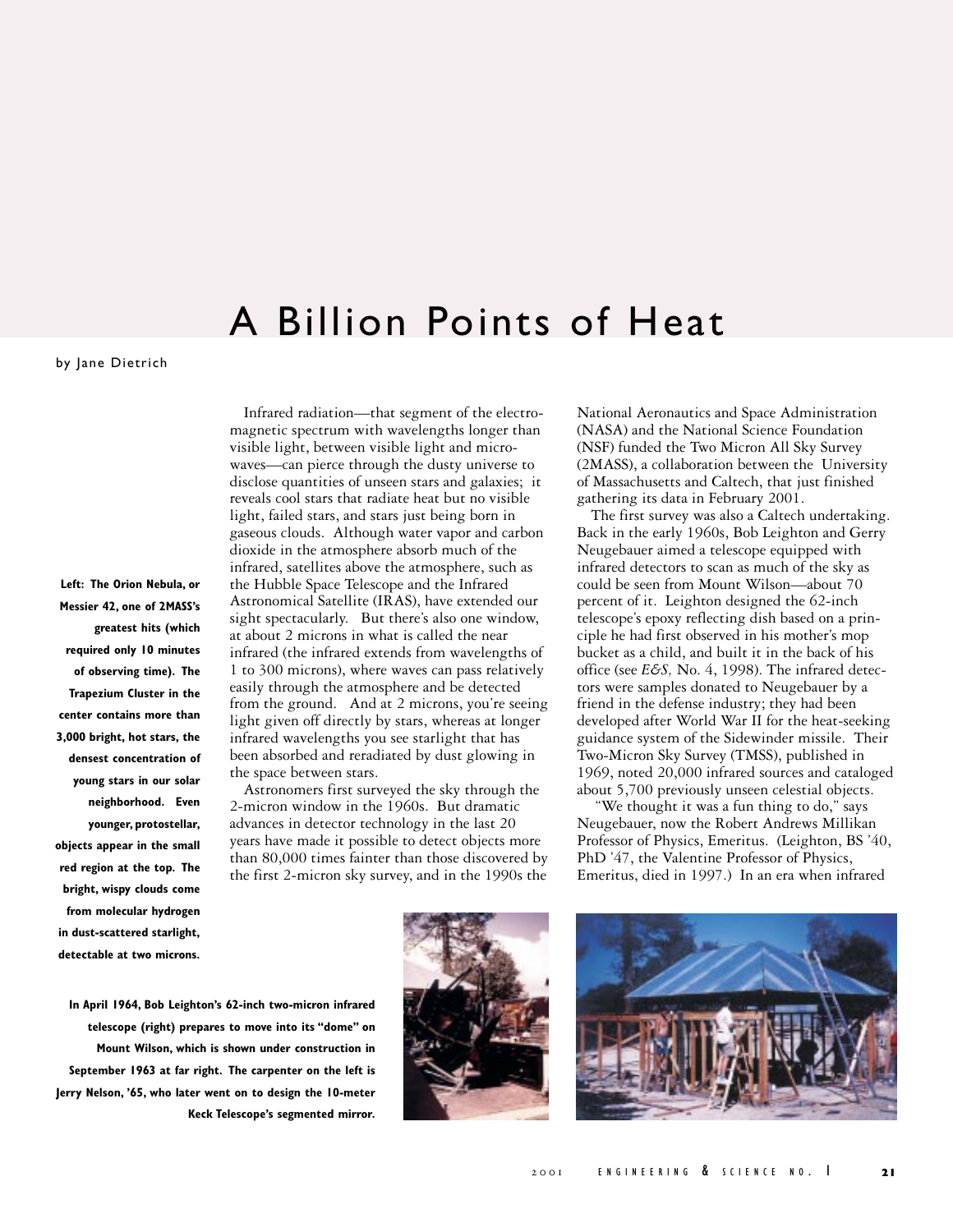# A Billion Points of Heat

by Jane Dietrich

**Left: The Orion Nebula, or Messier 42, one of 2MASS's greatest hits (which required only 10 minutes of observing time). The Trapezium Cluster in the center contains more than 3,000 bright, hot stars, the densest concentration of young stars in our solar neighborhood. Even younger, protostellar, objects appear in the small red region at the top. The bright, wispy clouds come from molecular hydrogen in dust-scattered starlight, detectable at two microns.**

Infrared radiation—that segment of the electromagnetic spectrum with wavelengths longer than visible light, between visible light and microwaves—can pierce through the dusty universe to disclose quantities of unseen stars and galaxies; it reveals cool stars that radiate heat but no visible light, failed stars, and stars just being born in gaseous clouds. Although water vapor and carbon dioxide in the atmosphere absorb much of the infrared, satellites above the atmosphere, such as the Hubble Space Telescope and the Infrared Astronomical Satellite (IRAS), have extended our sight spectacularly. But there's also one window, at about 2 microns in what is called the near infrared (the infrared extends from wavelengths of 1 to 300 microns), where waves can pass relatively easily through the atmosphere and be detected from the ground. And at 2 microns, you're seeing light given off directly by stars, whereas at longer infrared wavelengths you see starlight that has been absorbed and reradiated by dust glowing in the space between stars.

Astronomers first surveyed the sky through the 2-micron window in the 1960s. But dramatic advances in detector technology in the last 20 years have made it possible to detect objects more than 80,000 times fainter than those discovered by the first 2-micron sky survey, and in the 1990s the National Aeronautics and Space Administration (NASA) and the National Science Foundation (NSF) funded the Two Micron All Sky Survey (2MASS), a collaboration between the University of Massachusetts and Caltech, that just finished gathering its data in February 2001.

The first survey was also a Caltech undertaking. Back in the early 1960s, Bob Leighton and Gerry Neugebauer aimed a telescope equipped with infrared detectors to scan as much of the sky as could be seen from Mount Wilson—about 70 percent of it. Leighton designed the 62-inch telescope's epoxy reflecting dish based on a principle he had first observed in his mother's mop bucket as a child, and built it in the back of his office (see *E&S,* No. 4, 1998). The infrared detectors were samples donated to Neugebauer by a friend in the defense industry; they had been developed after World War II for the heat-seeking guidance system of the Sidewinder missile. Their Two-Micron Sky Survey (TMSS), published in 1969, noted 20,000 infrared sources and cataloged about 5,700 previously unseen celestial objects.

"We thought it was a fun thing to do," says Neugebauer, now the Robert Andrews Millikan Professor of Physics, Emeritus. (Leighton, BS '40, PhD '47, the Valentine Professor of Physics, Emeritus, died in 1997.) In an era when infrared

**In April 1964, Bob Leighton's 62-inch two-micron infrared telescope (right) prepares to move into its "dome" on Mount Wilson, which is shown under construction in September 1963 at far right. The carpenter on the left is Jerry Nelson, '65, who later went on to design the 10-meter Keck Telescope's segmented mirror.**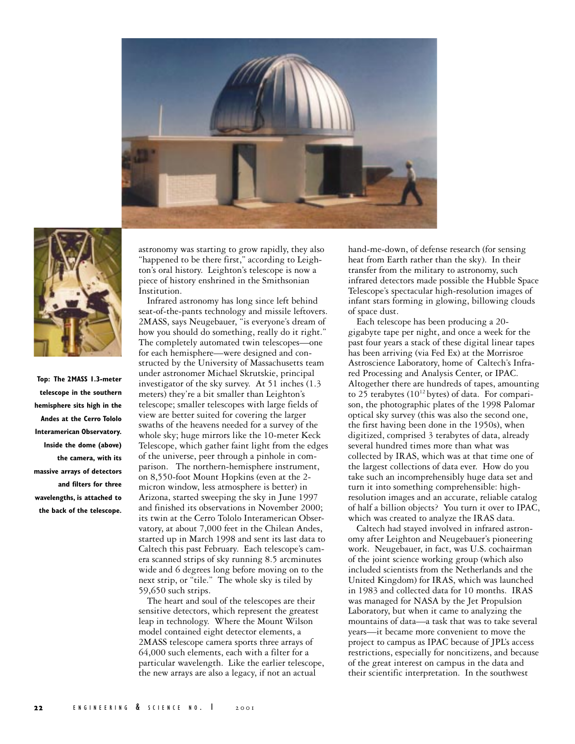**Top: The 2MASS 1.3-meter telescope in the southern hemisphere sits high in the Andes at the Cerro Tololo Interamerican Observatory. Inside the dome (above) the camera, with its massive arrays of detectors and filters for three wavelengths, is attached to the back of the telescope.**

astronomy was starting to grow rapidly, they also "happened to be there first," according to Leighton's oral history. Leighton's telescope is now a piece of history enshrined in the Smithsonian Institution.

Infrared astronomy has long since left behind seat-of-the-pants technology and missile leftovers. 2MASS, says Neugebauer, "is everyone's dream of how you should do something, really do it right." The completely automated twin telescopes—one for each hemisphere—were designed and constructed by the University of Massachusetts team under astronomer Michael Skrutskie, principal investigator of the sky survey. At 51 inches (1.3 meters) they're a bit smaller than Leighton's telescope; smaller telescopes with large fields of view are better suited for covering the larger swaths of the heavens needed for a survey of the whole sky; huge mirrors like the 10-meter Keck Telescope, which gather faint light from the edges of the universe, peer through a pinhole in comparison. The northern-hemisphere instrument, on 8,550-foot Mount Hopkins (even at the 2-micron window, less atmosphere is better) in Arizona, started sweeping the sky in June 1997 and finished its observations in November 2000; its twin at the Cerro Tololo Interamerican Observatory, at about 7,000 feet in the Chilean Andes, started up in March 1998 and sent its last data to Caltech this past February. Each telescope's camera scanned strips of sky running 8.5 arcminutes wide and 6 degrees long before moving on to the next strip, or "tile." The whole sky is tiled by 59,650 such strips.

The heart and soul of the telescopes are their sensitive detectors, which represent the greatest leap in technology. Where the Mount Wilson model contained eight detector elements, a 2MASS telescope camera sports three arrays of 64,000 such elements, each with a filter for a particular wavelength. Like the earlier telescope, the new arrays are also a legacy, if not an actual hand-me-down, of defense research (for sensing heat from Earth rather than the sky). In their transfer from the military to astronomy, such infrared detectors made possible the Hubble Space Telescope's spectacular high-resolution images of infant stars forming in glowing, billowing clouds of space dust.

Each telescope has been producing a 20-gigabyte tape per night, and once a week for the past four years a stack of these digital linear tapes has been arriving (via Fed Ex) at the Morrisroe Astroscience Laboratory, home of Caltech's Infrared Processing and Analysis Center, or IPAC. Altogether there are hundreds of tapes, amounting to 25 terabytes ($10^{12}$ bytes) of data. For comparison, the photographic plates of the 1998 Palomar optical sky survey (this was also the second one, the first having been done in the 1950s), when digitized, comprised 3 terabytes of data, already several hundred times more than what was collected by IRAS, which was at that time one of the largest collections of data ever. How do you take such an incomprehensibly huge data set and turn it into something comprehensible: high-resolution images and an accurate, reliable catalog of half a billion objects? You turn it over to IPAC, which was created to analyze the IRAS data.

Caltech had stayed involved in infrared astronomy after Leighton and Neugebauer's pioneering work. Neugebauer, in fact, was U.S. cochairman of the joint science working group (which also included scientists from the Netherlands and the United Kingdom) for IRAS, which was launched in 1983 and collected data for 10 months. IRAS was managed for NASA by the Jet Propulsion Laboratory, but when it came to analyzing the mountains of data—a task that was to take several years—it became more convenient to move the project to campus as IPAC because of JPL's access restrictions, especially for noncitizens, and because of the great interest on campus in the data and their scientific interpretation. In the southwest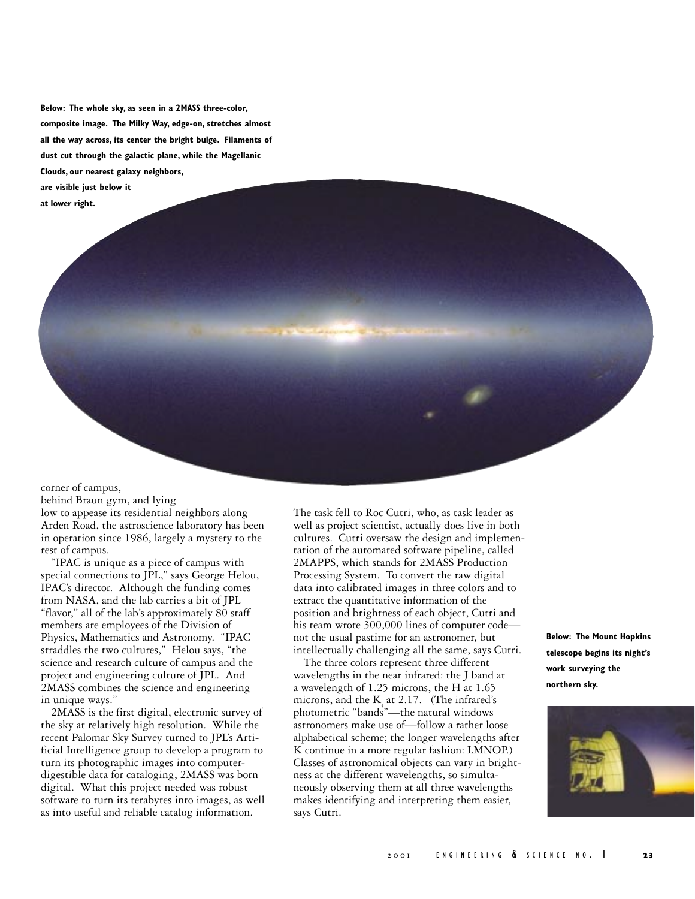**Below: The whole sky, as seen in a 2MASS three-color, composite image. The Milky Way, edge-on, stretches almost all the way across, its center the bright bulge. Filaments of dust cut through the galactic plane, while the Magellanic Clouds, our nearest galaxy neighbors, are visible just below it at lower right.**

corner of campus, behind Braun gym, and lying low to appease its residential neighbors along Arden Road, the astroscience laboratory has been in operation since 1986, largely a mystery to the rest of campus.

"IPAC is unique as a piece of campus with special connections to JPL," says George Helou, IPAC's director. Although the funding comes from NASA, and the lab carries a bit of JPL "flavor," all of the lab's approximately 80 staff members are employees of the Division of Physics, Mathematics and Astronomy. "IPAC straddles the two cultures," Helou says, "the science and research culture of campus and the project and engineering culture of JPL. And 2MASS combines the science and engineering in unique ways."

2MASS is the first digital, electronic survey of the sky at relatively high resolution. While the recent Palomar Sky Survey turned to JPL's Artificial Intelligence group to develop a program to turn its photographic images into computer-digestible data for cataloging, 2MASS was born digital. What this project needed was robust software to turn its terabytes into images, as well as into useful and reliable catalog information.

The task fell to Roc Cutri, who, as task leader as well as project scientist, actually does live in both cultures. Cutri oversaw the design and implementation of the automated software pipeline, called 2MAPPS, which stands for 2MASS Production Processing System. To convert the raw digital data into calibrated images in three colors and to extract the quantitative information of the position and brightness of each object, Cutri and his team wrote 300,000 lines of computer code—not the usual pastime for an astronomer, but intellectually challenging all the same, says Cutri.

The three colors represent three different wavelengths in the near infrared: the J band at a wavelength of 1.25 microns, the H at 1.65 microns, and the $K_s$ at 2.17. (The infrared's photometric "bands"—the natural windows astronomers make use of—follow a rather loose alphabetical scheme; the longer wavelengths after K continue in a more regular fashion: LMNOP.) Classes of astronomical objects can vary in brightness at the different wavelengths, so simultaneously observing them at all three wavelengths makes identifying and interpreting them easier, says Cutri.

**Below: The Mount Hopkins telescope begins its night's work surveying the northern sky.**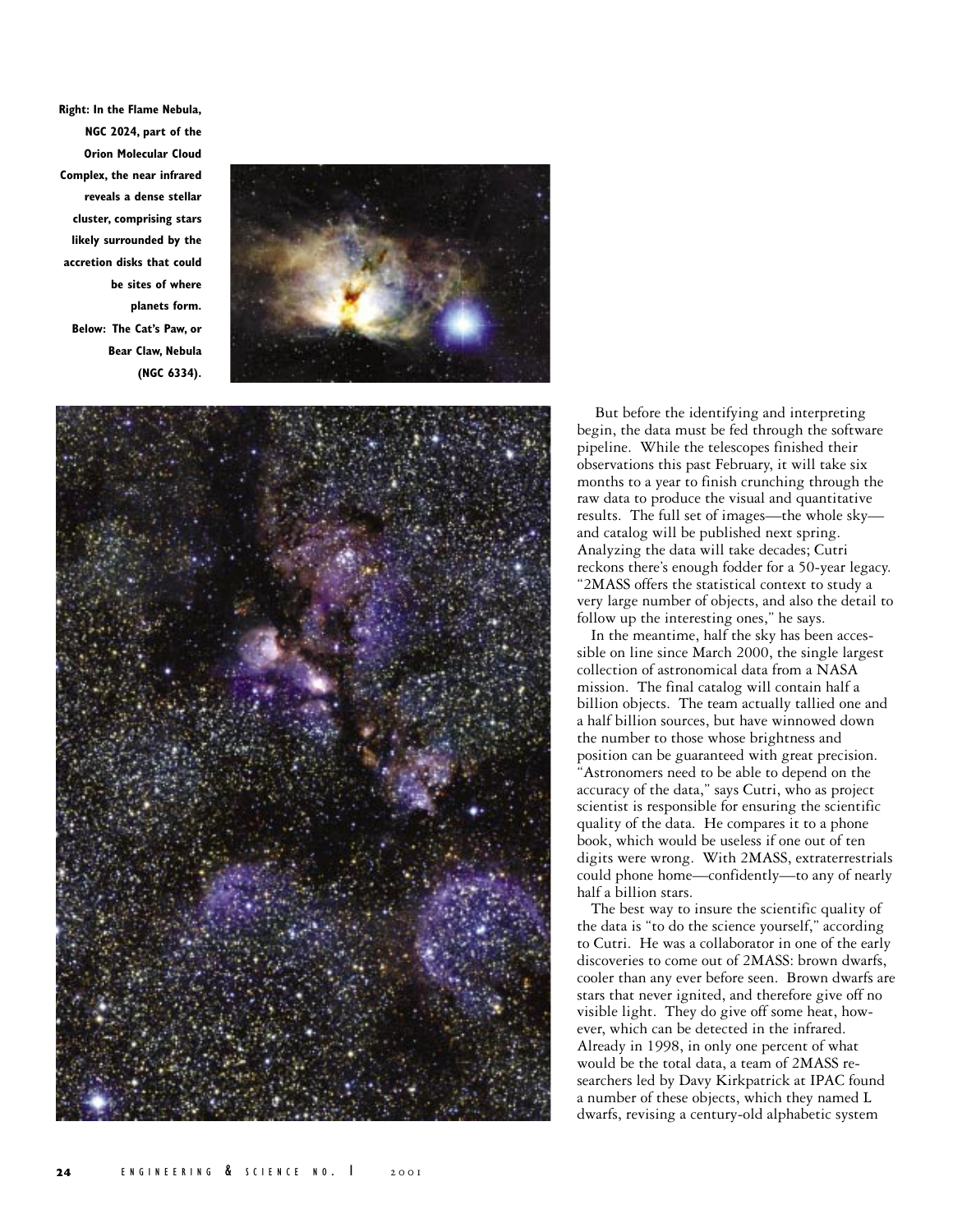**Right: In the Flame Nebula, NGC 2024, part of the Orion Molecular Cloud Complex, the near infrared reveals a dense stellar cluster, comprising stars likely surrounded by the accretion disks that could be sites of where planets form. Below: The Cat's Paw, or Bear Claw, Nebula (NGC 6334).**

But before the identifying and interpreting begin, the data must be fed through the software pipeline. While the telescopes finished their observations this past February, it will take six months to a year to finish crunching through the raw data to produce the visual and quantitative results. The full set of images—the whole sky—and catalog will be published next spring. Analyzing the data will take decades; Cutri reckons there's enough fodder for a 50-year legacy. "2MASS offers the statistical context to study a very large number of objects, and also the detail to follow up the interesting ones," he says.

In the meantime, half the sky has been accessible on line since March 2000, the single largest collection of astronomical data from a NASA mission. The final catalog will contain half a billion objects. The team actually tallied one and a half billion sources, but have winnowed down the number to those whose brightness and position can be guaranteed with great precision. "Astronomers need to be able to depend on the accuracy of the data," says Cutri, who as project scientist is responsible for ensuring the scientific quality of the data. He compares it to a phone book, which would be useless if one out of ten digits were wrong. With 2MASS, extraterrestrials could phone home—confidently—to any of nearly half a billion stars.

The best way to insure the scientific quality of the data is "to do the science yourself," according to Cutri. He was a collaborator in one of the early discoveries to come out of 2MASS: brown dwarfs, cooler than any ever before seen. Brown dwarfs are stars that never ignited, and therefore give off no visible light. They do give off some heat, however, which can be detected in the infrared. Already in 1998, in only one percent of what would be the total data, a team of 2MASS researchers led by Davy Kirkpatrick at IPAC found a number of these objects, which they named L dwarfs, revising a century-old alphabetic system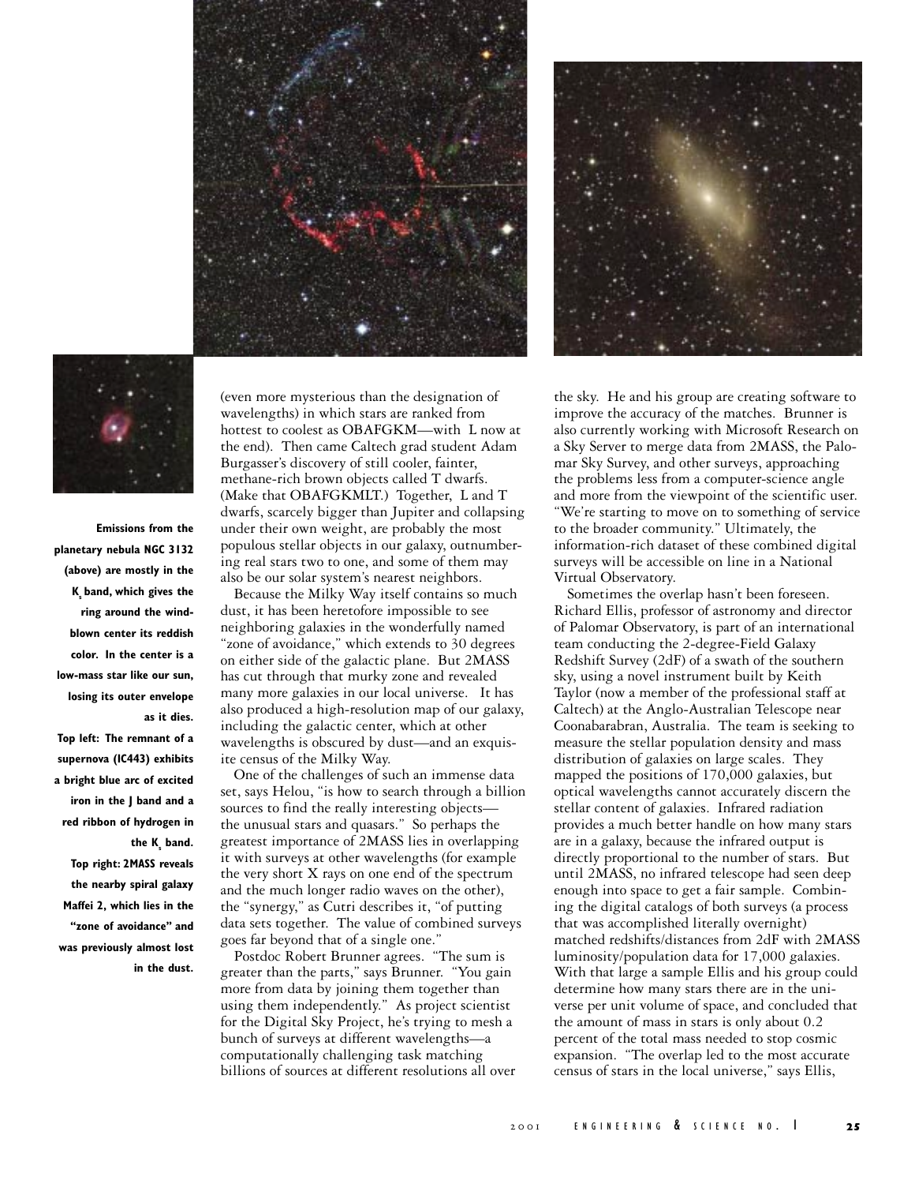**Emissions from the planetary nebula NGC 3132 (above) are mostly in the $K_s$ band, which gives the ring around the wind-blown center its reddish color. In the center is a low-mass star like our sun, losing its outer envelope as it dies.**
**Top left: The remnant of a supernova (IC443) exhibits a bright blue arc of excited iron in the J band and a red ribbon of hydrogen in the $K_s$ band.**
**Top right: 2MASS reveals the nearby spiral galaxy Maffei 2, which lies in the "zone of avoidance" and was previously almost lost in the dust.**

(even more mysterious than the designation of wavelengths) in which stars are ranked from hottest to coolest as OBAFGKM—with L now at the end). Then came Caltech grad student Adam Burgasser's discovery of still cooler, fainter, methane-rich brown objects called T dwarfs. (Make that OBAFGKMLT.) Together, L and T dwarfs, scarcely bigger than Jupiter and collapsing under their own weight, are probably the most populous stellar objects in our galaxy, outnumbering real stars two to one, and some of them may also be our solar system's nearest neighbors.

Because the Milky Way itself contains so much dust, it has been heretofore impossible to see neighboring galaxies in the wonderfully named "zone of avoidance," which extends to 30 degrees on either side of the galactic plane. But 2MASS has cut through that murky zone and revealed many more galaxies in our local universe. It has also produced a high-resolution map of our galaxy, including the galactic center, which at other wavelengths is obscured by dust—and an exquisite census of the Milky Way.

One of the challenges of such an immense data set, says Helou, "is how to search through a billion sources to find the really interesting objects—the unusual stars and quasars." So perhaps the greatest importance of 2MASS lies in overlapping it with surveys at other wavelengths (for example the very short X rays on one end of the spectrum and the much longer radio waves on the other), the "synergy," as Cutri describes it, "of putting data sets together. The value of combined surveys goes far beyond that of a single one."

Postdoc Robert Brunner agrees. "The sum is greater than the parts," says Brunner. "You gain more from data by joining them together than using them independently." As project scientist for the Digital Sky Project, he's trying to mesh a bunch of surveys at different wavelengths—a computationally challenging task matching billions of sources at different resolutions all over the sky. He and his group are creating software to improve the accuracy of the matches. Brunner is also currently working with Microsoft Research on a Sky Server to merge data from 2MASS, the Palomar Sky Survey, and other surveys, approaching the problems less from a computer-science angle and more from the viewpoint of the scientific user. "We're starting to move on to something of service to the broader community." Ultimately, the information-rich dataset of these combined digital surveys will be accessible on line in a National Virtual Observatory.

Sometimes the overlap hasn't been foreseen. Richard Ellis, professor of astronomy and director of Palomar Observatory, is part of an international team conducting the 2-degree-Field Galaxy Redshift Survey (2dF) of a swath of the southern sky, using a novel instrument built by Keith Taylor (now a member of the professional staff at Caltech) at the Anglo-Australian Telescope near Coonabarabran, Australia. The team is seeking to measure the stellar population density and mass distribution of galaxies on large scales. They mapped the positions of 170,000 galaxies, but optical wavelengths cannot accurately discern the stellar content of galaxies. Infrared radiation provides a much better handle on how many stars are in a galaxy, because the infrared output is directly proportional to the number of stars. But until 2MASS, no infrared telescope had seen deep enough into space to get a fair sample. Combining the digital catalogs of both surveys (a process that was accomplished literally overnight) matched redshifts/distances from 2dF with 2MASS luminosity/population data for 17,000 galaxies. With that large a sample Ellis and his group could determine how many stars there are in the universe per unit volume of space, and concluded that the amount of mass in stars is only about 0.2 percent of the total mass needed to stop cosmic expansion. "The overlap led to the most accurate census of stars in the local universe," says Ellis,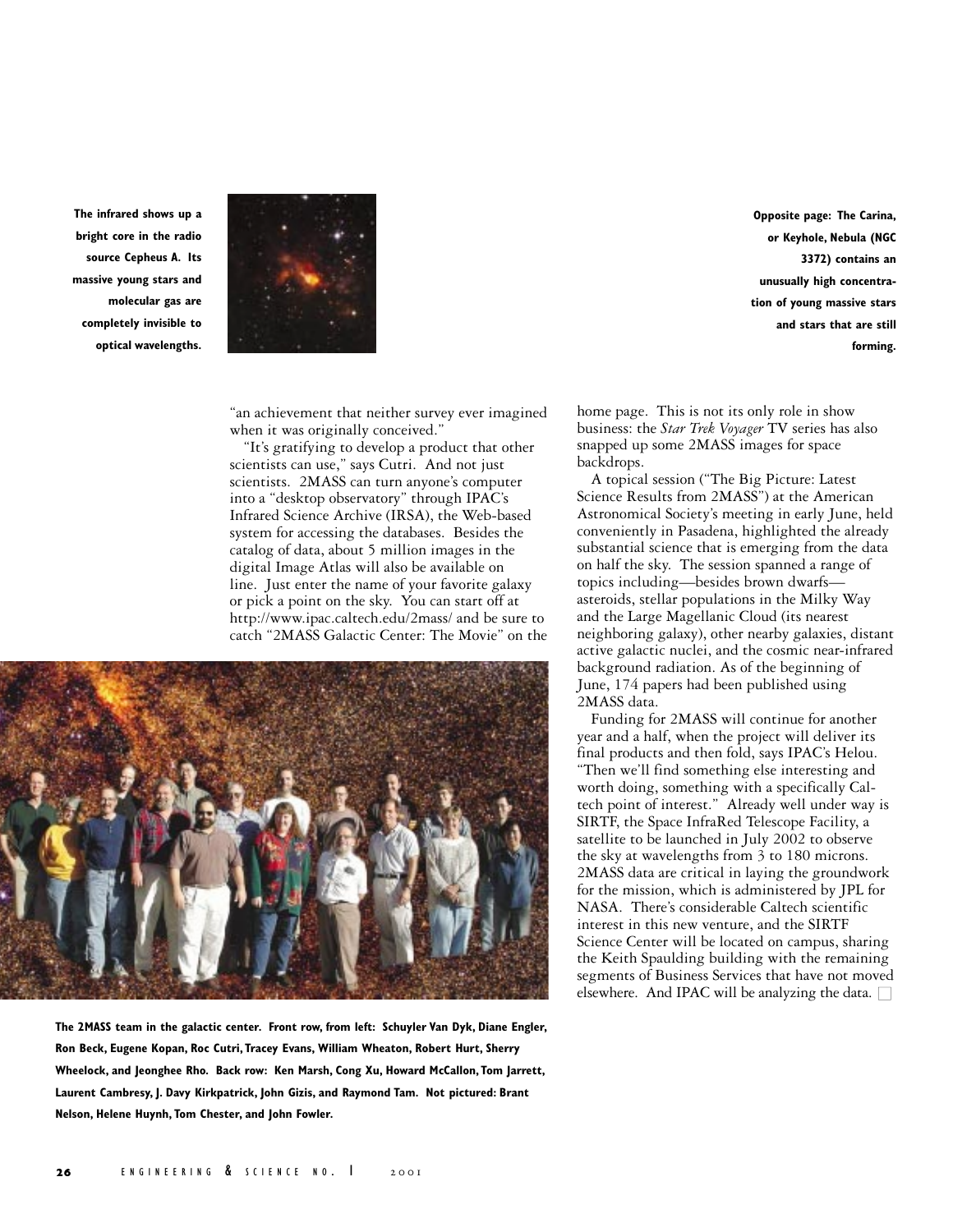The infrared shows up a bright core in the radio source Cepheus A. Its massive young stars and molecular gas are completely invisible to optical wavelengths.

Opposite page: The Carina, or Keyhole, Nebula (NGC 3372) contains an unusually high concentration of young massive stars and stars that are still forming.

"an achievement that neither survey ever imagined when it was originally conceived."

"It's gratifying to develop a product that other scientists can use," says Cutri. And not just scientists. 2MASS can turn anyone's computer into a "desktop observatory" through IPAC's Infrared Science Archive (IRSA), the Web-based system for accessing the databases. Besides the catalog of data, about 5 million images in the digital Image Atlas will also be available on line. Just enter the name of your favorite galaxy or pick a point on the sky. You can start off at http://www.ipac.caltech.edu/2mass/ and be sure to catch "2MASS Galactic Center: The Movie" on the home page. This is not its only role in show business: the *Star Trek Voyager* TV series has also snapped up some 2MASS images for space backdrops.

A topical session ("The Big Picture: Latest Science Results from 2MASS") at the American Astronomical Society's meeting in early June, held conveniently in Pasadena, highlighted the already substantial science that is emerging from the data on half the sky. The session spanned a range of topics including—besides brown dwarfs—asteroids, stellar populations in the Milky Way and the Large Magellanic Cloud (its nearest neighboring galaxy), other nearby galaxies, distant active galactic nuclei, and the cosmic near-infrared background radiation. As of the beginning of June, 174 papers had been published using 2MASS data.

Funding for 2MASS will continue for another year and a half, when the project will deliver its final products and then fold, says IPAC's Helou. "Then we'll find something else interesting and worth doing, something with a specifically Caltech point of interest." Already well under way is SIRTF, the Space InfraRed Telescope Facility, a satellite to be launched in July 2002 to observe the sky at wavelengths from 3 to 180 microns. 2MASS data are critical in laying the groundwork for the mission, which is administered by JPL for NASA. There's considerable Caltech scientific interest in this new venture, and the SIRTF Science Center will be located on campus, sharing the Keith Spaulding building with the remaining segments of Business Services that have not moved elsewhere. And IPAC will be analyzing the data. □

**The 2MASS team in the galactic center. Front row, from left: Schuyler Van Dyk, Diane Engler, Ron Beck, Eugene Kopan, Roc Cutri, Tracey Evans, William Wheaton, Robert Hurt, Sherry Wheelock, and Jeonghee Rho. Back row: Ken Marsh, Cong Xu, Howard McCallon, Tom Jarrett, Laurent Cambresy, J. Davy Kirkpatrick, John Gizis, and Raymond Tam. Not pictured: Brant Nelson, Helene Huynh, Tom Chester, and John Fowler.**